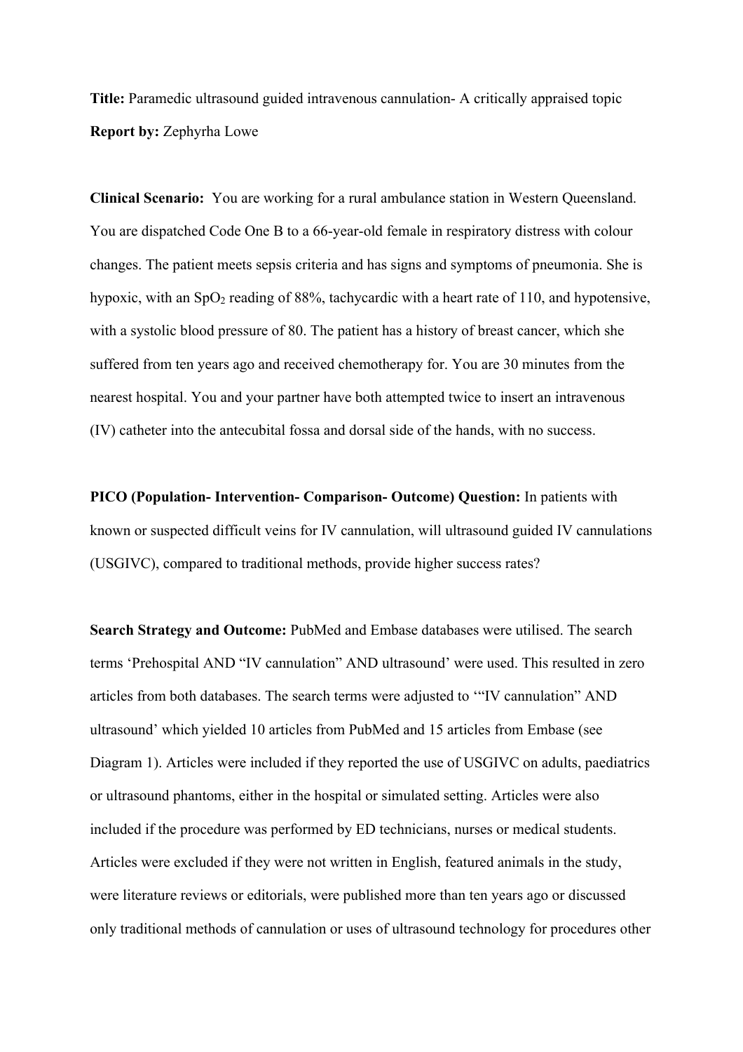**Title:** Paramedic ultrasound guided intravenous cannulation- A critically appraised topic

**Report by:** Zephyrha Lowe

**Clinical Scenario:** You are working for a rural ambulance station in Western Queensland. You are dispatched Code One B to a 66-year-old female in respiratory distress with colour changes. The patient meets sepsis criteria and has signs and symptoms of pneumonia. She is hypoxic, with an $SpO_2$ reading of 88%, tachycardic with a heart rate of 110, and hypotensive, with a systolic blood pressure of 80. The patient has a history of breast cancer, which she suffered from ten years ago and received chemotherapy for. You are 30 minutes from the nearest hospital. You and your partner have both attempted twice to insert an intravenous (IV) catheter into the antecubital fossa and dorsal side of the hands, with no success.

**PICO (Population- Intervention- Comparison- Outcome) Question:** In patients with known or suspected difficult veins for IV cannulation, will ultrasound guided IV cannulations (USGIVC), compared to traditional methods, provide higher success rates?

**Search Strategy and Outcome:** PubMed and Embase databases were utilised. The search terms 'Prehospital AND "IV cannulation" AND ultrasound' were used. This resulted in zero articles from both databases. The search terms were adjusted to '"IV cannulation" AND ultrasound' which yielded 10 articles from PubMed and 15 articles from Embase (see Diagram 1). Articles were included if they reported the use of USGIVC on adults, paediatrics or ultrasound phantoms, either in the hospital or simulated setting. Articles were also included if the procedure was performed by ED technicians, nurses or medical students. Articles were excluded if they were not written in English, featured animals in the study, were literature reviews or editorials, were published more than ten years ago or discussed only traditional methods of cannulation or uses of ultrasound technology for procedures other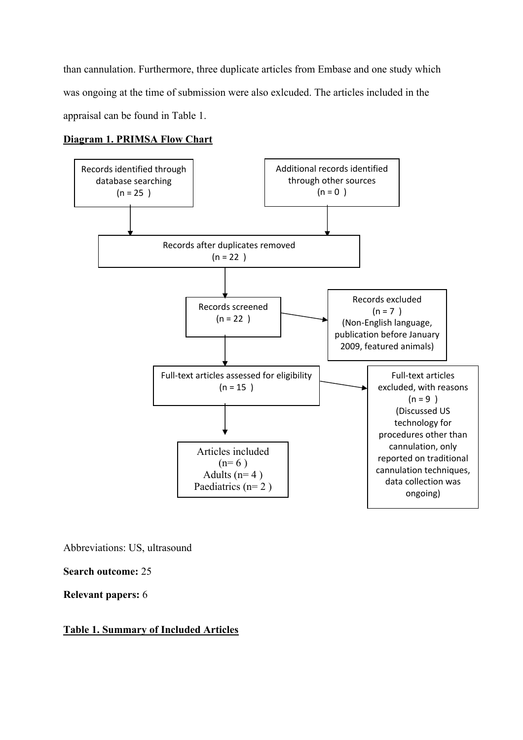than cannulation. Furthermore, three duplicate articles from Embase and one study which was ongoing at the time of submission were also exlcuded. The articles included in the appraisal can be found in Table 1.

**Diagram 1. PRIMSA Flow Chart**

Records identified through database searching (n = 25 )

Additional records identified through other sources (n = 0 )

Records after duplicates removed (n = 22 )

Records screened (n = 22 )

Records excluded (n = 7 ) (Non-English language, publication before January 2009, featured animals)

Full-text articles assessed for eligibility (n = 15 )

Full-text articles excluded, with reasons (n = 9 ) (Discussed US technology for procedures other than cannulation, only reported on traditional cannulation techniques, data collection was ongoing)

Articles included (n= 6 ) Adults (n= 4 ) Paediatrics (n= 2 )

Abbreviations: US, ultrasound

**Search outcome:** 25

**Relevant papers:** 6

**Table 1. Summary of Included Articles**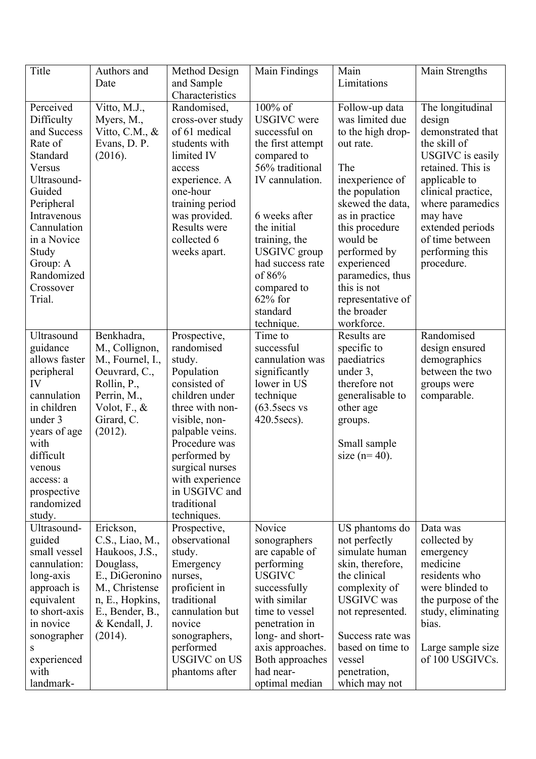| Title | Authors and Date | Method Design and Sample Characteristics | Main Findings | Main Limitations | Main Strengths |
| --- | --- | --- | --- | --- | --- |
| Perceived Difficulty and Success Rate of Standard Versus Ultrasound-Guided Peripheral Intravenous Cannulation in a Novice Study Group: A Randomized Crossover Trial. | Vitto, M.J., Myers, M., Vitto, C.M., & Evans, D. P. (2016). | Randomised, cross-over study of 61 medical students with limited IV access experience. A one-hour training period was provided. Results were collected 6 weeks apart. | 100% of USGIVC were successful on the first attempt compared to 56% traditional IV cannulation.<br><br>6 weeks after the initial training, the USGIVC group had success rate of 86% compared to 62% for standard technique. | Follow-up data was limited due to the high drop-out rate.<br><br>The inexperience of the population skewed the data, as in practice this procedure would be performed by experienced paramedics, thus this is not representative of the broader workforce. | The longitudinal design demonstrated that the skill of USGIVC is easily retained. This is applicable to clinical practice, where paramedics may have extended periods of time between performing this procedure. |
| Ultrasound guidance allows faster peripheral IV cannulation in children under 3 years of age with difficult venous access: a prospective randomized study. | Benkhadra, M., Collignon, M., Fournel, I., Oeuvrard, C., Rollin, P., Perrin, M., Volot, F., & Girard, C. (2012). | Prospective, randomised study. Population consisted of children under three with non-visible, non-palpable veins. Procedure was performed by surgical nurses with experience in USGIVC and traditional techniques. | Time to successful cannulation was significantly lower in US technique (63.5secs vs 420.5secs). | Results are specific to paediatrics under 3, therefore not generalisable to other age groups.<br><br>Small sample size (n= 40). | Randomised design ensured demographics between the two groups were comparable. |
| Ultrasound-guided small vessel cannulation: long-axis approach is equivalent to short-axis in novice sonographers experienced with landmark- | Erickson, C.S., Liao, M., Haukoos, J.S., Douglass, E., DiGeronino M., Christensen, E., Hopkins, E., Bender, B., & Kendall, J. (2014). | Prospective, observational study. Emergency nurses, proficient in traditional cannulation but novice sonographers, performed USGIVC on US phantoms after | Novice sonographers are capable of performing USGIVC successfully with similar time to vessel penetration in long- and short-axis approaches. Both approaches had near-optimal median | US phantoms do not perfectly simulate human skin, therefore, the clinical complexity of USGIVC was not represented.<br><br>Success rate was based on time to vessel penetration, which may not | Data was collected by emergency medicine residents who were blinded to the purpose of the study, eliminating bias.<br><br>Large sample size of 100 USGIVCs. |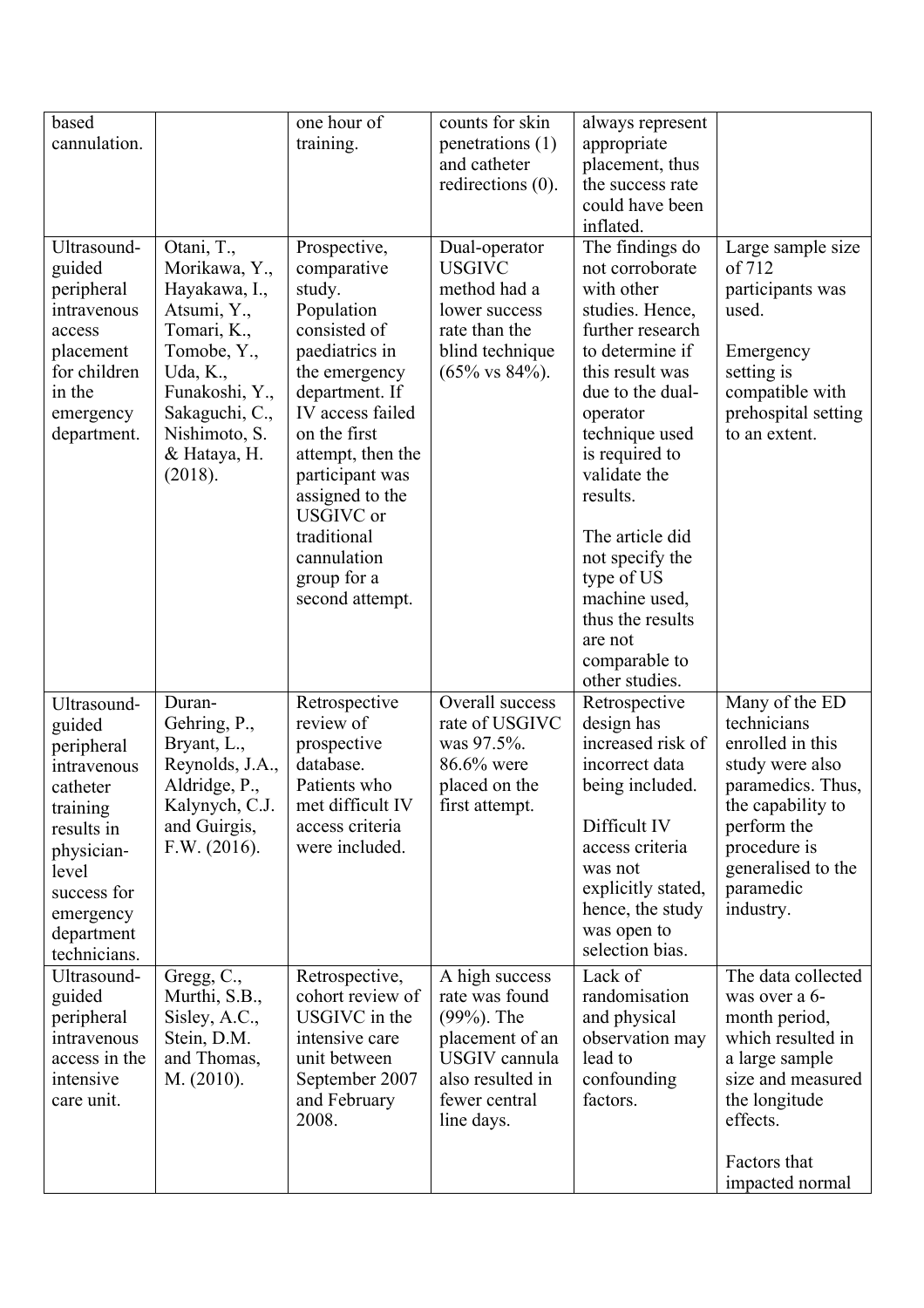| | | | | | |
|---|---|---|---|---|---|
| based cannulation. | | one hour of training. | counts for skin penetrations (1) and catheter redirections (0). | always represent appropriate placement, thus the success rate could have been inflated. | |
| Ultrasound-guided peripheral intravenous access placement for children in the emergency department. | Otani, T., Morikawa, Y., Hayakawa, I., Atsumi, Y., Tomari, K., Tomobe, Y., Uda, K., Funakoshi, Y., Sakaguchi, C., Nishimoto, S. & Hataya, H. (2018). | Prospective, comparative study. Population consisted of paediatrics in the emergency department. If IV access failed on the first attempt, then the participant was assigned to the USGIVC or traditional cannulation group for a second attempt. | Dual-operator USGIVC method had a lower success rate than the blind technique (65% vs 84%). | The findings do not corroborate with other studies. Hence, further research to determine if this result was due to the dual-operator technique used is required to validate the results.<br><br>The article did not specify the type of US machine used, thus the results are not comparable to other studies. | Large sample size of 712 participants was used.<br><br>Emergency setting is compatible with prehospital setting to an extent. |
| Ultrasound-guided peripheral intravenous catheter training results in physician-level success for emergency department technicians. | Duran-Gehring, P., Bryant, L., Reynolds, J.A., Aldridge, P., Kalynych, C.J. and Guirgis, F.W. (2016). | Retrospective review of prospective database. Patients who met difficult IV access criteria were included. | Overall success rate of USGIVC was 97.5%. 86.6% were placed on the first attempt. | Retrospective design has increased risk of incorrect data being included.<br><br>Difficult IV access criteria was not explicitly stated, hence, the study was open to selection bias. | Many of the ED technicians enrolled in this study were also paramedics. Thus, the capability to perform the procedure is generalised to the paramedic industry. |
| Ultrasound-guided peripheral intravenous access in the intensive care unit. | Gregg, C., Murthi, S.B., Sisley, A.C., Stein, D.M. and Thomas, M. (2010). | Retrospective, cohort review of USGIVC in the intensive care unit between September 2007 and February 2008. | A high success rate was found (99%). The placement of an USGIV cannula also resulted in fewer central line days. | Lack of randomisation and physical observation may lead to confounding factors. | The data collected was over a 6-month period, which resulted in a large sample size and measured the longitude effects.<br><br>Factors that impacted normal |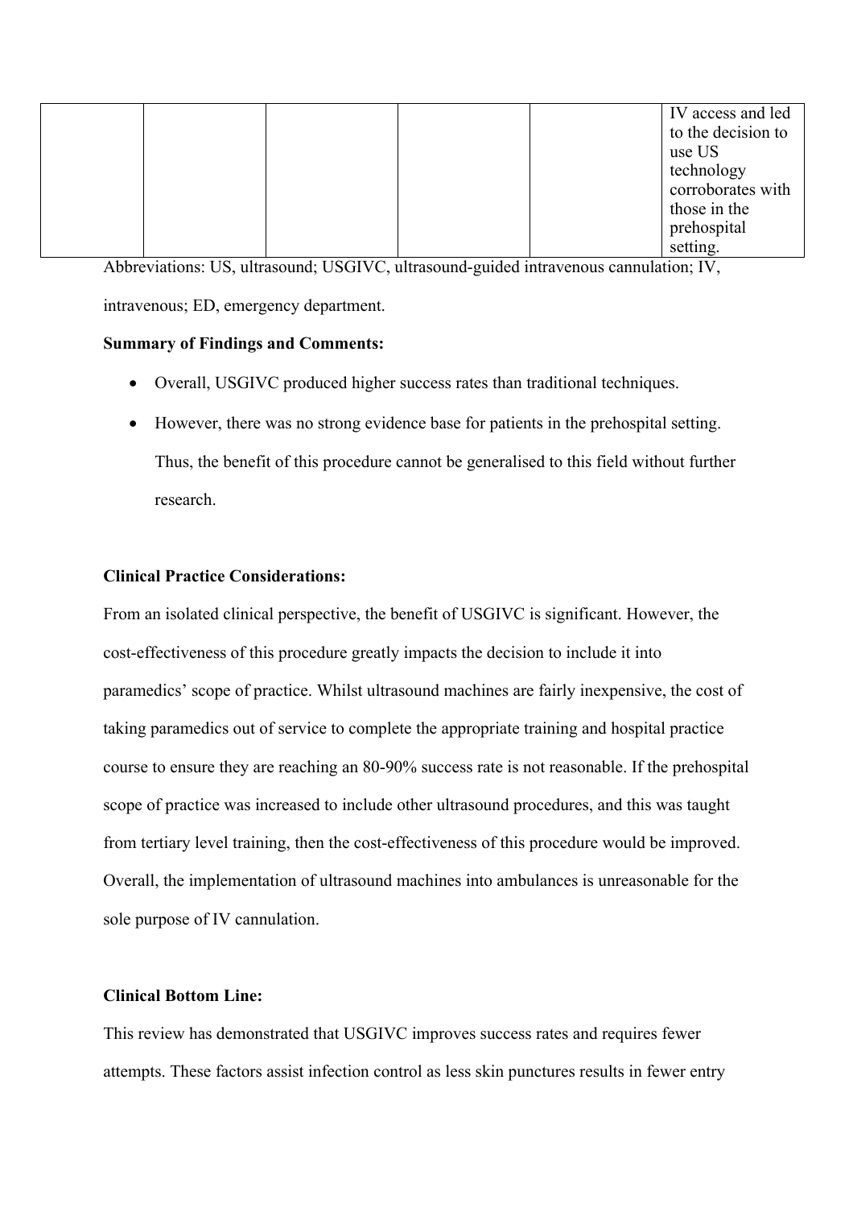| | | | | | |
|---|---|---|---|---|---|
| | | | | | IV access and led to the decision to use US technology corroborates with those in the prehospital setting. |

Abbreviations: US, ultrasound; USGIVC, ultrasound-guided intravenous cannulation; IV, intravenous; ED, emergency department.

**Summary of Findings and Comments:**

- Overall, USGIVC produced higher success rates than traditional techniques.
- However, there was no strong evidence base for patients in the prehospital setting. Thus, the benefit of this procedure cannot be generalised to this field without further research.

**Clinical Practice Considerations:**

From an isolated clinical perspective, the benefit of USGIVC is significant. However, the cost-effectiveness of this procedure greatly impacts the decision to include it into paramedics' scope of practice. Whilst ultrasound machines are fairly inexpensive, the cost of taking paramedics out of service to complete the appropriate training and hospital practice course to ensure they are reaching an 80-90% success rate is not reasonable. If the prehospital scope of practice was increased to include other ultrasound procedures, and this was taught from tertiary level training, then the cost-effectiveness of this procedure would be improved. Overall, the implementation of ultrasound machines into ambulances is unreasonable for the sole purpose of IV cannulation.

**Clinical Bottom Line:**

This review has demonstrated that USGIVC improves success rates and requires fewer attempts. These factors assist infection control as less skin punctures results in fewer entry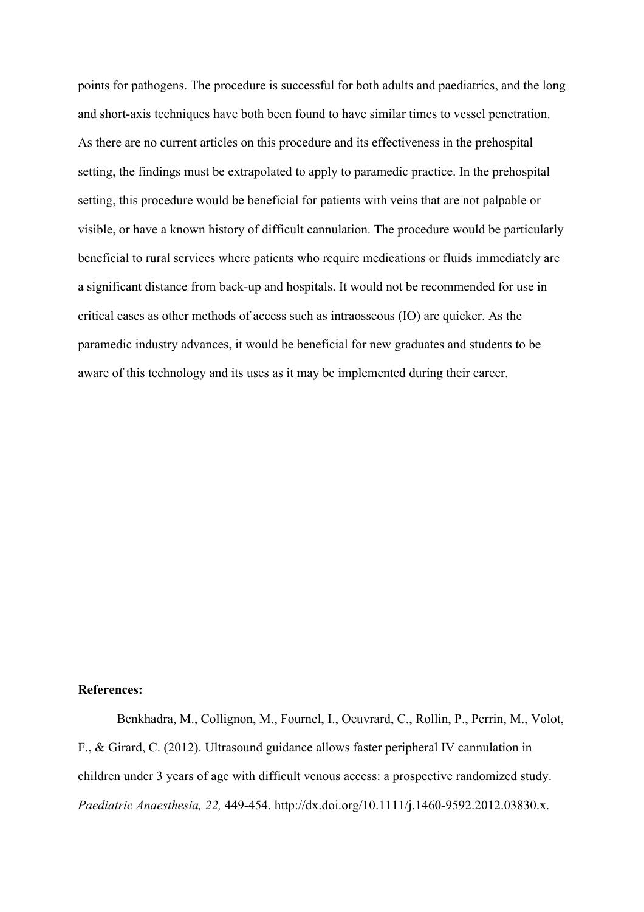points for pathogens. The procedure is successful for both adults and paediatrics, and the long and short-axis techniques have both been found to have similar times to vessel penetration. As there are no current articles on this procedure and its effectiveness in the prehospital setting, the findings must be extrapolated to apply to paramedic practice. In the prehospital setting, this procedure would be beneficial for patients with veins that are not palpable or visible, or have a known history of difficult cannulation. The procedure would be particularly beneficial to rural services where patients who require medications or fluids immediately are a significant distance from back-up and hospitals. It would not be recommended for use in critical cases as other methods of access such as intraosseous (IO) are quicker. As the paramedic industry advances, it would be beneficial for new graduates and students to be aware of this technology and its uses as it may be implemented during their career.

**References:**

Benkhadra, M., Collignon, M., Fournel, I., Oeuvrard, C., Rollin, P., Perrin, M., Volot, F., & Girard, C. (2012). Ultrasound guidance allows faster peripheral IV cannulation in children under 3 years of age with difficult venous access: a prospective randomized study. *Paediatric Anaesthesia, 22,* 449-454. http://dx.doi.org/10.1111/j.1460-9592.2012.03830.x.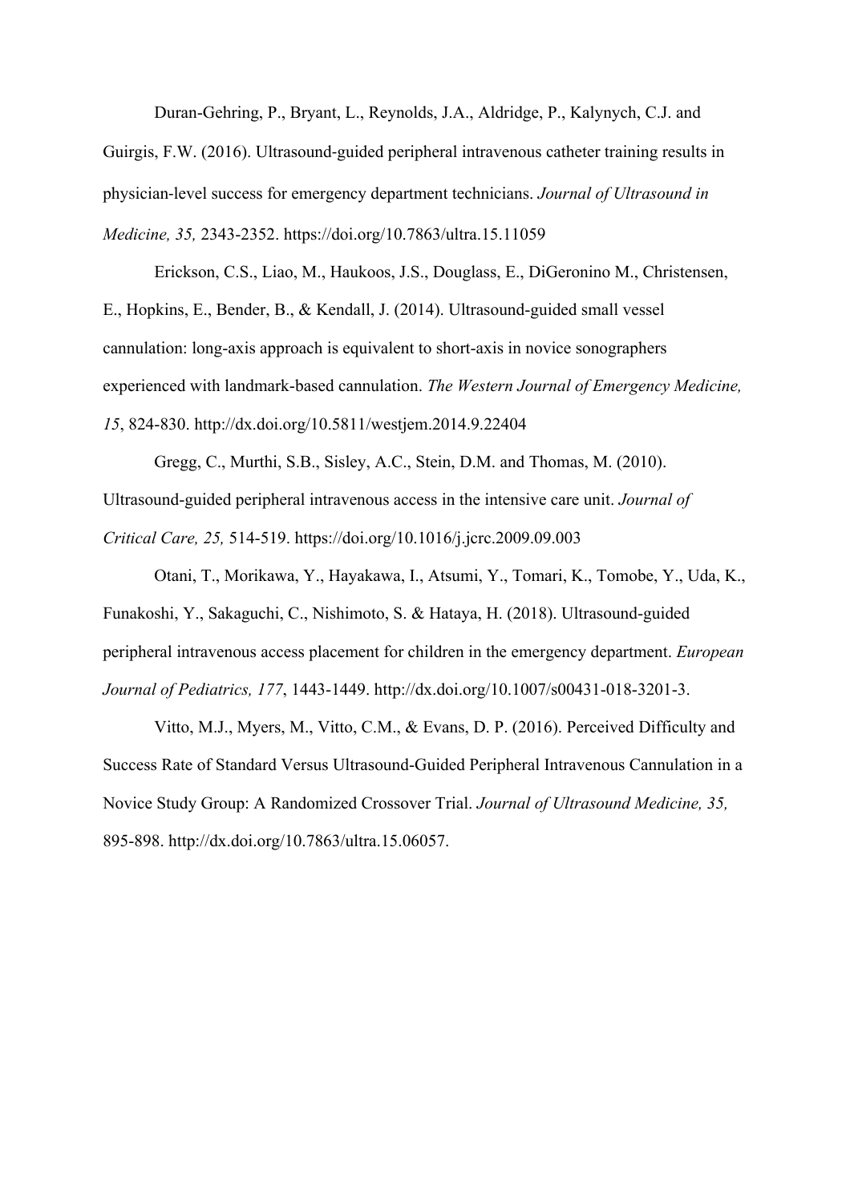Duran-Gehring, P., Bryant, L., Reynolds, J.A., Aldridge, P., Kalynych, C.J. and Guirgis, F.W. (2016). Ultrasound-guided peripheral intravenous catheter training results in physician-level success for emergency department technicians. *Journal of Ultrasound in Medicine, 35,* 2343-2352. https://doi.org/10.7863/ultra.15.11059

Erickson, C.S., Liao, M., Haukoos, J.S., Douglass, E., DiGeronino M., Christensen, E., Hopkins, E., Bender, B., & Kendall, J. (2014). Ultrasound-guided small vessel cannulation: long-axis approach is equivalent to short-axis in novice sonographers experienced with landmark-based cannulation. *The Western Journal of Emergency Medicine, 15*, 824-830. http://dx.doi.org/10.5811/westjem.2014.9.22404

Gregg, C., Murthi, S.B., Sisley, A.C., Stein, D.M. and Thomas, M. (2010). Ultrasound-guided peripheral intravenous access in the intensive care unit. *Journal of Critical Care, 25,* 514-519. https://doi.org/10.1016/j.jcrc.2009.09.003

Otani, T., Morikawa, Y., Hayakawa, I., Atsumi, Y., Tomari, K., Tomobe, Y., Uda, K., Funakoshi, Y., Sakaguchi, C., Nishimoto, S. & Hataya, H. (2018). Ultrasound-guided peripheral intravenous access placement for children in the emergency department. *European Journal of Pediatrics, 177*, 1443-1449. http://dx.doi.org/10.1007/s00431-018-3201-3.

Vitto, M.J., Myers, M., Vitto, C.M., & Evans, D. P. (2016). Perceived Difficulty and Success Rate of Standard Versus Ultrasound-Guided Peripheral Intravenous Cannulation in a Novice Study Group: A Randomized Crossover Trial. *Journal of Ultrasound Medicine, 35,* 895-898. http://dx.doi.org/10.7863/ultra.15.06057.